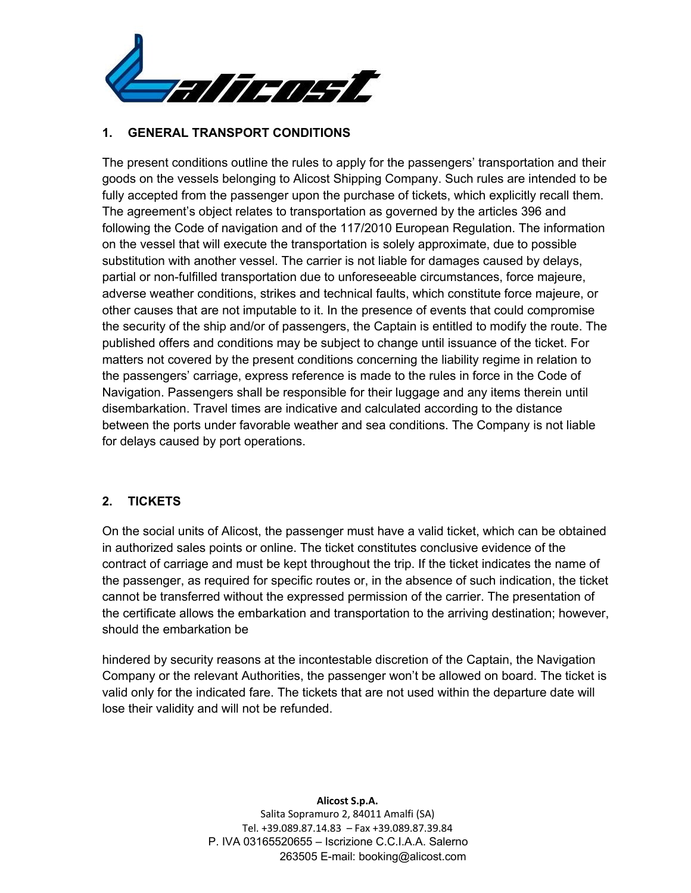## 1. GENERAL TRANSPORT CONDITIONS

The present conditions outline the rules to apply for the passengers' transportation and their goods on the vessels belonging to Alicost Shipping Company. Such rules are intended to be fully accepted from the passenger upon the purchase of tickets, which explicitly recall them. The agreement's object relates to transportation as governed by the articles 396 and following the Code of navigation and of the 117/2010 European Regulation. The information on the vessel that will execute the transportation is solely approximate, due to possible substitution with another vessel. The carrier is not liable for damages caused by delays, partial or non-fulfilled transportation due to unforeseeable circumstances, force majeure, adverse weather conditions, strikes and technical faults, which constitute force majeure, or other causes that are not imputable to it. In the presence of events that could compromise the security of the ship and/or of passengers, the Captain is entitled to modify the route. The published offers and conditions may be subject to change until issuance of the ticket. For matters not covered by the present conditions concerning the liability regime in relation to the passengers' carriage, express reference is made to the rules in force in the Code of Navigation. Passengers shall be responsible for their luggage and any items therein until disembarkation. Travel times are indicative and calculated according to the distance between the ports under favorable weather and sea conditions. The Company is not liable for delays caused by port operations.

## 2. TICKETS

On the social units of Alicost, the passenger must have a valid ticket, which can be obtained in authorized sales points or online. The ticket constitutes conclusive evidence of the contract of carriage and must be kept throughout the trip. If the ticket indicates the name of the passenger, as required for specific routes or, in the absence of such indication, the ticket cannot be transferred without the expressed permission of the carrier. The presentation of the certificate allows the embarkation and transportation to the arriving destination; however, should the embarkation be hindered by security reasons at the incontestable discretion of the Captain, the Navigation Company or the relevant Authorities, the passenger won't be allowed on board. The ticket is valid only for the indicated fare. The tickets that are not used within the departure date will lose their validity and will not be refunded.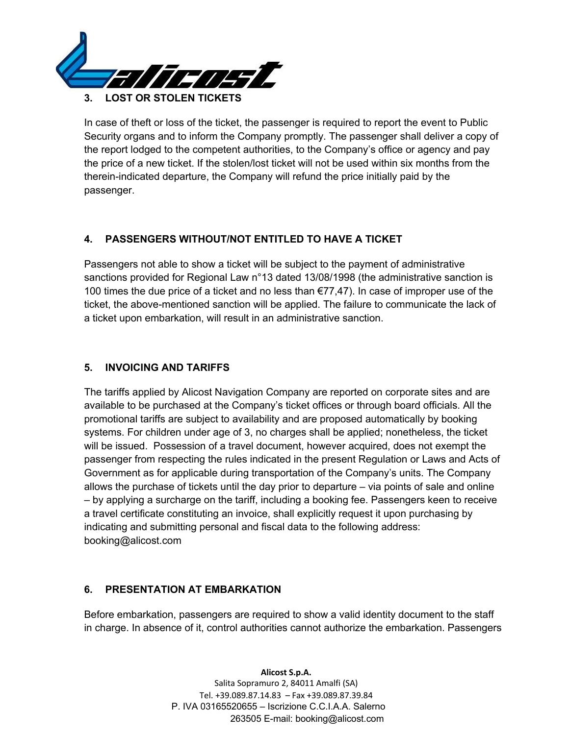## 3. LOST OR STOLEN TICKETS

In case of theft or loss of the ticket, the passenger is required to report the event to Public Security organs and to inform the Company promptly. The passenger shall deliver a copy of the report lodged to the competent authorities, to the Company's office or agency and pay the price of a new ticket. If the stolen/lost ticket will not be used within six months from the therein-indicated departure, the Company will refund the price initially paid by the passenger.

## 4. PASSENGERS WITHOUT/NOT ENTITLED TO HAVE A TICKET

Passengers not able to show a ticket will be subject to the payment of administrative sanctions provided for Regional Law n°13 dated 13/08/1998 (the administrative sanction is 100 times the due price of a ticket and no less than €77,47). In case of improper use of the ticket, the above-mentioned sanction will be applied. The failure to communicate the lack of a ticket upon embarkation, will result in an administrative sanction.

## 5. INVOICING AND TARIFFS

The tariffs applied by Alicost Navigation Company are reported on corporate sites and are available to be purchased at the Company's ticket offices or through board officials. All the promotional tariffs are subject to availability and are proposed automatically by booking systems. For children under age of 3, no charges shall be applied; nonetheless, the ticket will be issued. Possession of a travel document, however acquired, does not exempt the passenger from respecting the rules indicated in the present Regulation or Laws and Acts of Government as for applicable during transportation of the Company's units. The Company allows the purchase of tickets until the day prior to departure – via points of sale and online – by applying a surcharge on the tariff, including a booking fee. Passengers keen to receive a travel certificate constituting an invoice, shall explicitly request it upon purchasing by indicating and submitting personal and fiscal data to the following address: booking@alicost.com

## 6. PRESENTATION AT EMBARKATION

Before embarkation, passengers are required to show a valid identity document to the staff in charge. In absence of it, control authorities cannot authorize the embarkation. Passengers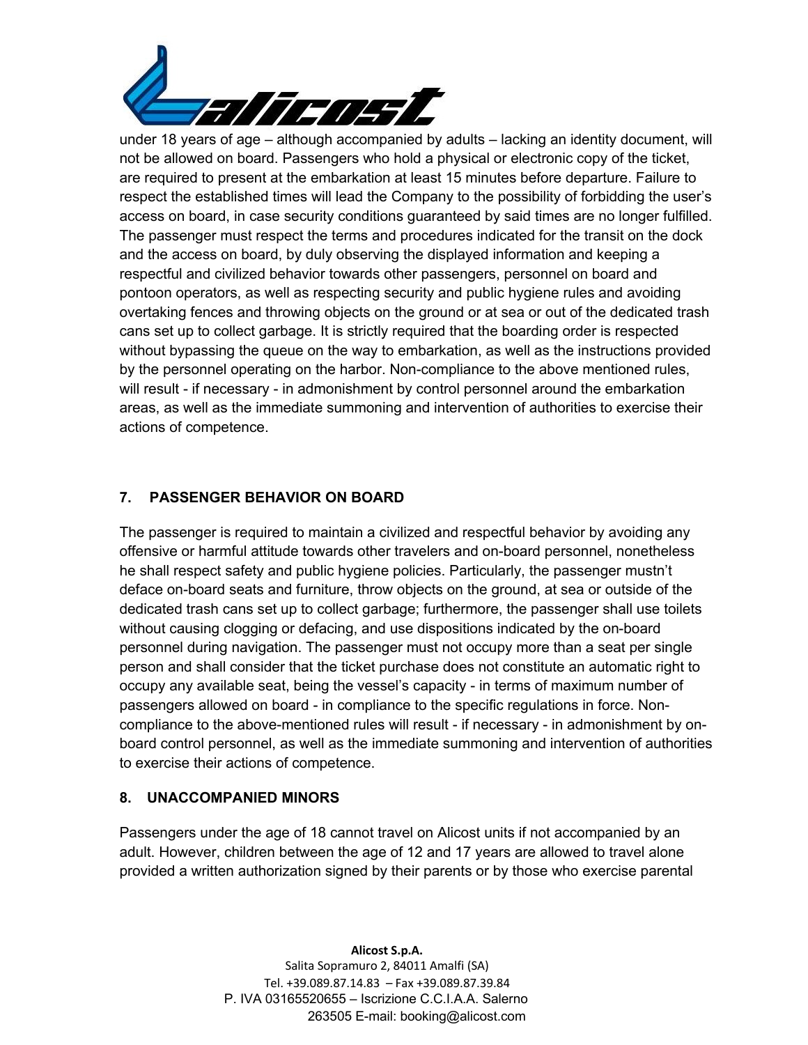under 18 years of age – although accompanied by adults – lacking an identity document, will not be allowed on board. Passengers who hold a physical or electronic copy of the ticket, are required to present at the embarkation at least 15 minutes before departure. Failure to respect the established times will lead the Company to the possibility of forbidding the user's access on board, in case security conditions guaranteed by said times are no longer fulfilled. The passenger must respect the terms and procedures indicated for the transit on the dock and the access on board, by duly observing the displayed information and keeping a respectful and civilized behavior towards other passengers, personnel on board and pontoon operators, as well as respecting security and public hygiene rules and avoiding overtaking fences and throwing objects on the ground or at sea or out of the dedicated trash cans set up to collect garbage. It is strictly required that the boarding order is respected without bypassing the queue on the way to embarkation, as well as the instructions provided by the personnel operating on the harbor. Non-compliance to the above mentioned rules, will result - if necessary - in admonishment by control personnel around the embarkation areas, as well as the immediate summoning and intervention of authorities to exercise their actions of competence.

## 7. PASSENGER BEHAVIOR ON BOARD

The passenger is required to maintain a civilized and respectful behavior by avoiding any offensive or harmful attitude towards other travelers and on-board personnel, nonetheless he shall respect safety and public hygiene policies. Particularly, the passenger mustn't deface on-board seats and furniture, throw objects on the ground, at sea or outside of the dedicated trash cans set up to collect garbage; furthermore, the passenger shall use toilets without causing clogging or defacing, and use dispositions indicated by the on-board personnel during navigation. The passenger must not occupy more than a seat per single person and shall consider that the ticket purchase does not constitute an automatic right to occupy any available seat, being the vessel's capacity - in terms of maximum number of passengers allowed on board - in compliance to the specific regulations in force. Non-compliance to the above-mentioned rules will result - if necessary - in admonishment by on-board control personnel, as well as the immediate summoning and intervention of authorities to exercise their actions of competence.

## 8. UNACCOMPANIED MINORS

Passengers under the age of 18 cannot travel on Alicost units if not accompanied by an adult. However, children between the age of 12 and 17 years are allowed to travel alone provided a written authorization signed by their parents or by those who exercise parental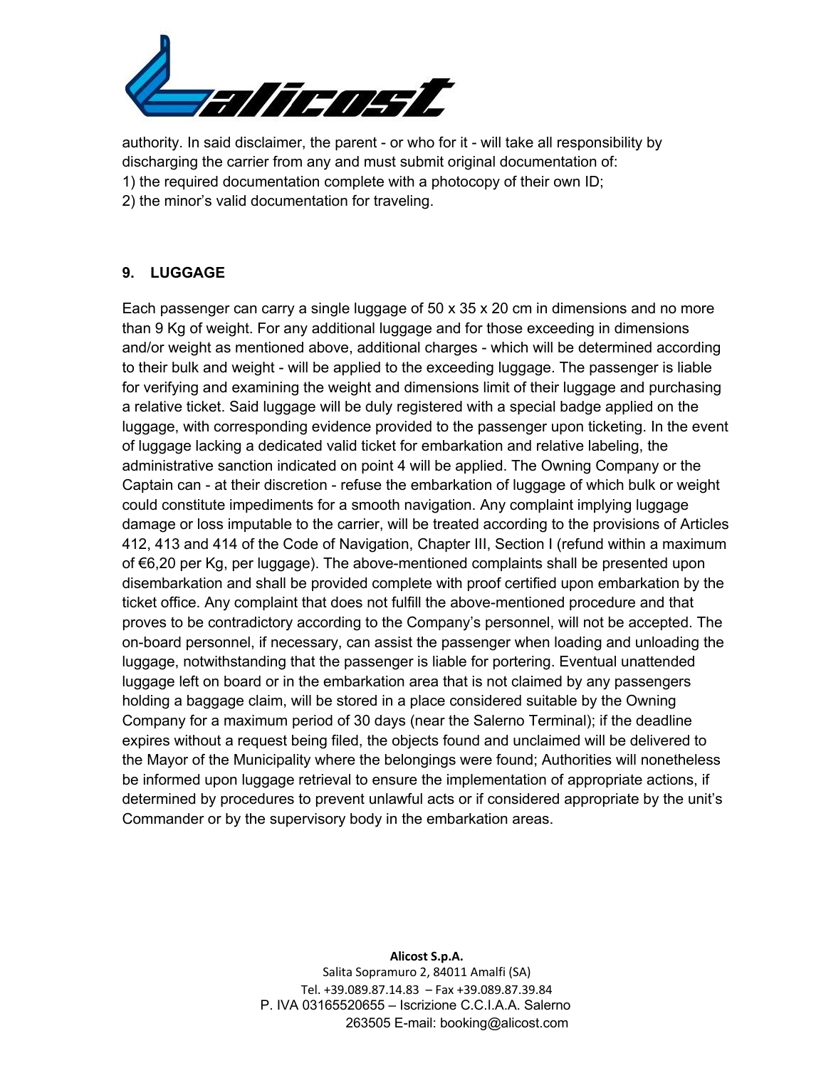authority. In said disclaimer, the parent - or who for it - will take all responsibility by discharging the carrier from any and must submit original documentation of:
1) the required documentation complete with a photocopy of their own ID;
2) the minor's valid documentation for traveling.

## 9. LUGGAGE

Each passenger can carry a single luggage of 50 x 35 x 20 cm in dimensions and no more than 9 Kg of weight. For any additional luggage and for those exceeding in dimensions and/or weight as mentioned above, additional charges - which will be determined according to their bulk and weight - will be applied to the exceeding luggage. The passenger is liable for verifying and examining the weight and dimensions limit of their luggage and purchasing a relative ticket. Said luggage will be duly registered with a special badge applied on the luggage, with corresponding evidence provided to the passenger upon ticketing. In the event of luggage lacking a dedicated valid ticket for embarkation and relative labeling, the administrative sanction indicated on point 4 will be applied. The Owning Company or the Captain can - at their discretion - refuse the embarkation of luggage of which bulk or weight could constitute impediments for a smooth navigation. Any complaint implying luggage damage or loss imputable to the carrier, will be treated according to the provisions of Articles 412, 413 and 414 of the Code of Navigation, Chapter III, Section I (refund within a maximum of €6,20 per Kg, per luggage). The above-mentioned complaints shall be presented upon disembarkation and shall be provided complete with proof certified upon embarkation by the ticket office. Any complaint that does not fulfill the above-mentioned procedure and that proves to be contradictory according to the Company's personnel, will not be accepted. The on-board personnel, if necessary, can assist the passenger when loading and unloading the luggage, notwithstanding that the passenger is liable for portering. Eventual unattended luggage left on board or in the embarkation area that is not claimed by any passengers holding a baggage claim, will be stored in a place considered suitable by the Owning Company for a maximum period of 30 days (near the Salerno Terminal); if the deadline expires without a request being filed, the objects found and unclaimed will be delivered to the Mayor of the Municipality where the belongings were found; Authorities will nonetheless be informed upon luggage retrieval to ensure the implementation of appropriate actions, if determined by procedures to prevent unlawful acts or if considered appropriate by the unit's Commander or by the supervisory body in the embarkation areas.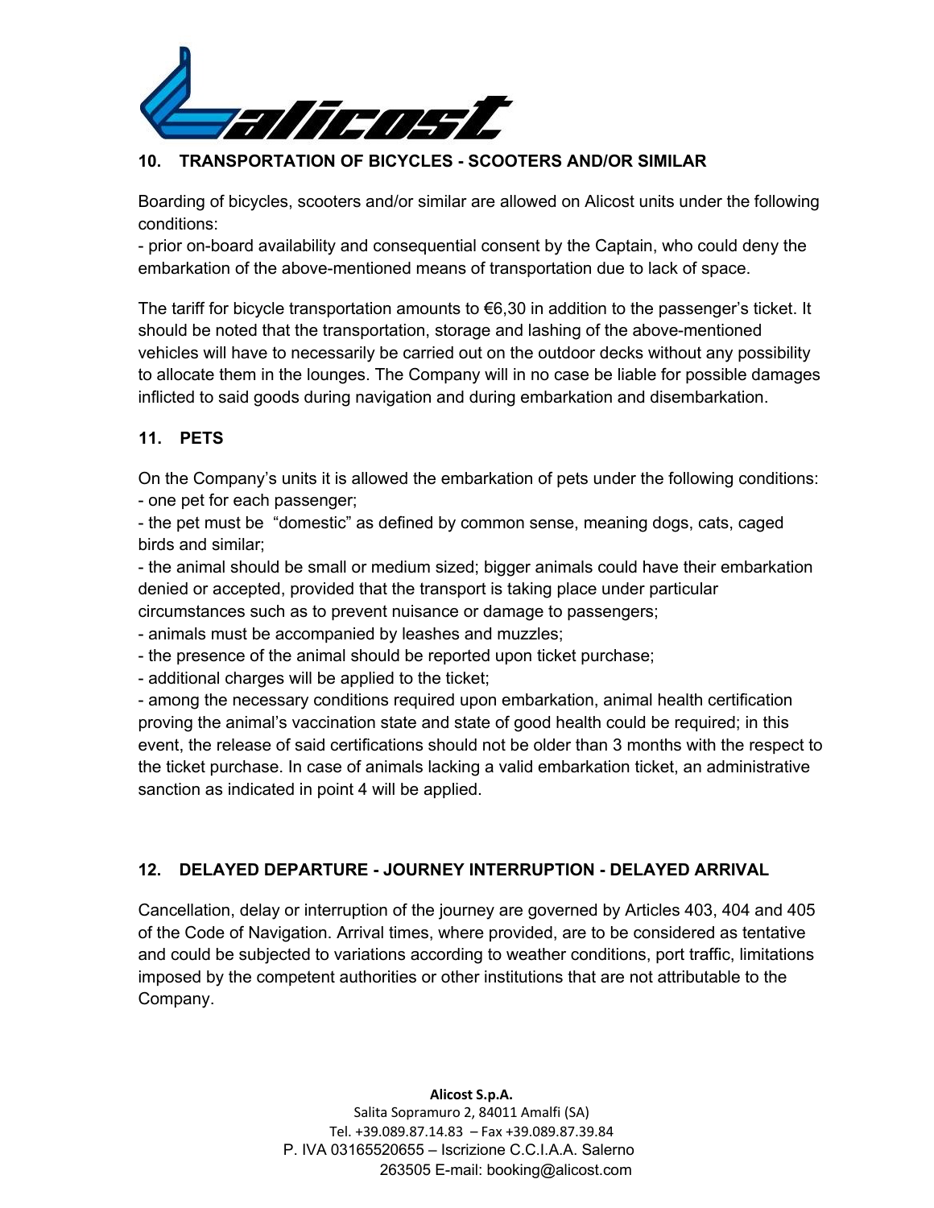## 10. TRANSPORTATION OF BICYCLES - SCOOTERS AND/OR SIMILAR

Boarding of bicycles, scooters and/or similar are allowed on Alicost units under the following conditions:
- prior on-board availability and consequential consent by the Captain, who could deny the embarkation of the above-mentioned means of transportation due to lack of space.

The tariff for bicycle transportation amounts to €6,30 in addition to the passenger's ticket. It should be noted that the transportation, storage and lashing of the above-mentioned vehicles will have to necessarily be carried out on the outdoor decks without any possibility to allocate them in the lounges. The Company will in no case be liable for possible damages inflicted to said goods during navigation and during embarkation and disembarkation.

## 11. PETS

On the Company's units it is allowed the embarkation of pets under the following conditions:
- one pet for each passenger;
- the pet must be "domestic" as defined by common sense, meaning dogs, cats, caged birds and similar;
- the animal should be small or medium sized; bigger animals could have their embarkation denied or accepted, provided that the transport is taking place under particular circumstances such as to prevent nuisance or damage to passengers;
- animals must be accompanied by leashes and muzzles;
- the presence of the animal should be reported upon ticket purchase;
- additional charges will be applied to the ticket;
- among the necessary conditions required upon embarkation, animal health certification proving the animal's vaccination state and state of good health could be required; in this event, the release of said certifications should not be older than 3 months with the respect to the ticket purchase. In case of animals lacking a valid embarkation ticket, an administrative sanction as indicated in point 4 will be applied.

## 12. DELAYED DEPARTURE - JOURNEY INTERRUPTION - DELAYED ARRIVAL

Cancellation, delay or interruption of the journey are governed by Articles 403, 404 and 405 of the Code of Navigation. Arrival times, where provided, are to be considered as tentative and could be subjected to variations according to weather conditions, port traffic, limitations imposed by the competent authorities or other institutions that are not attributable to the Company.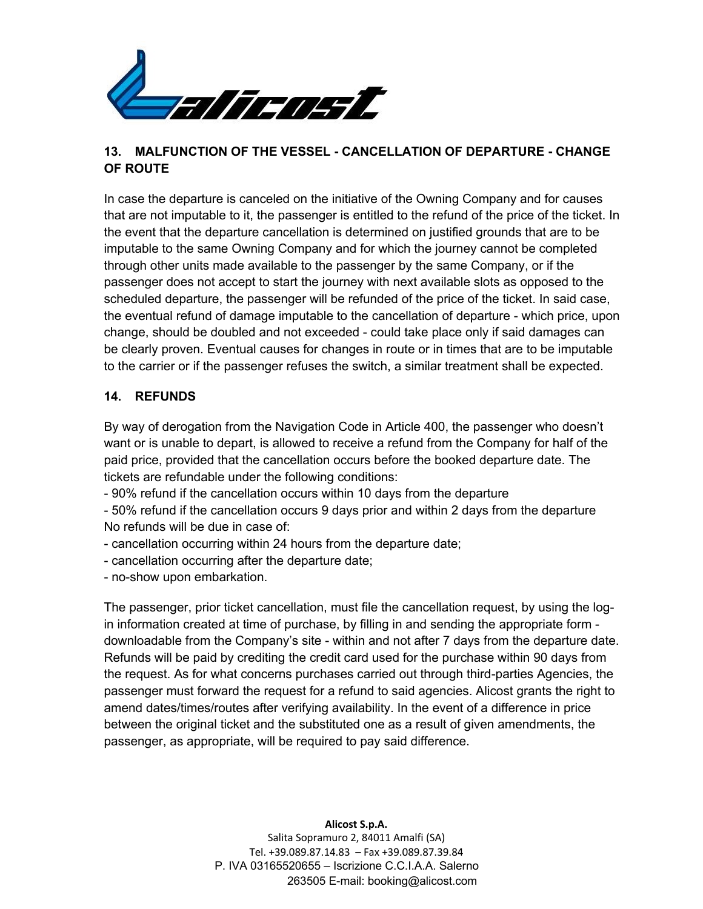## 13. MALFUNCTION OF THE VESSEL - CANCELLATION OF DEPARTURE - CHANGE OF ROUTE

In case the departure is canceled on the initiative of the Owning Company and for causes that are not imputable to it, the passenger is entitled to the refund of the price of the ticket. In the event that the departure cancellation is determined on justified grounds that are to be imputable to the same Owning Company and for which the journey cannot be completed through other units made available to the passenger by the same Company, or if the passenger does not accept to start the journey with next available slots as opposed to the scheduled departure, the passenger will be refunded of the price of the ticket. In said case, the eventual refund of damage imputable to the cancellation of departure - which price, upon change, should be doubled and not exceeded - could take place only if said damages can be clearly proven. Eventual causes for changes in route or in times that are to be imputable to the carrier or if the passenger refuses the switch, a similar treatment shall be expected.

## 14. REFUNDS

By way of derogation from the Navigation Code in Article 400, the passenger who doesn't want or is unable to depart, is allowed to receive a refund from the Company for half of the paid price, provided that the cancellation occurs before the booked departure date. The tickets are refundable under the following conditions:

- 90% refund if the cancellation occurs within 10 days from the departure
- 50% refund if the cancellation occurs 9 days prior and within 2 days from the departure

No refunds will be due in case of:

- cancellation occurring within 24 hours from the departure date;
- cancellation occurring after the departure date;
- no-show upon embarkation.

The passenger, prior ticket cancellation, must file the cancellation request, by using the log-in information created at time of purchase, by filling in and sending the appropriate form - downloadable from the Company's site - within and not after 7 days from the departure date. Refunds will be paid by crediting the credit card used for the purchase within 90 days from the request. As for what concerns purchases carried out through third-parties Agencies, the passenger must forward the request for a refund to said agencies. Alicost grants the right to amend dates/times/routes after verifying availability. In the event of a difference in price between the original ticket and the substituted one as a result of given amendments, the passenger, as appropriate, will be required to pay said difference.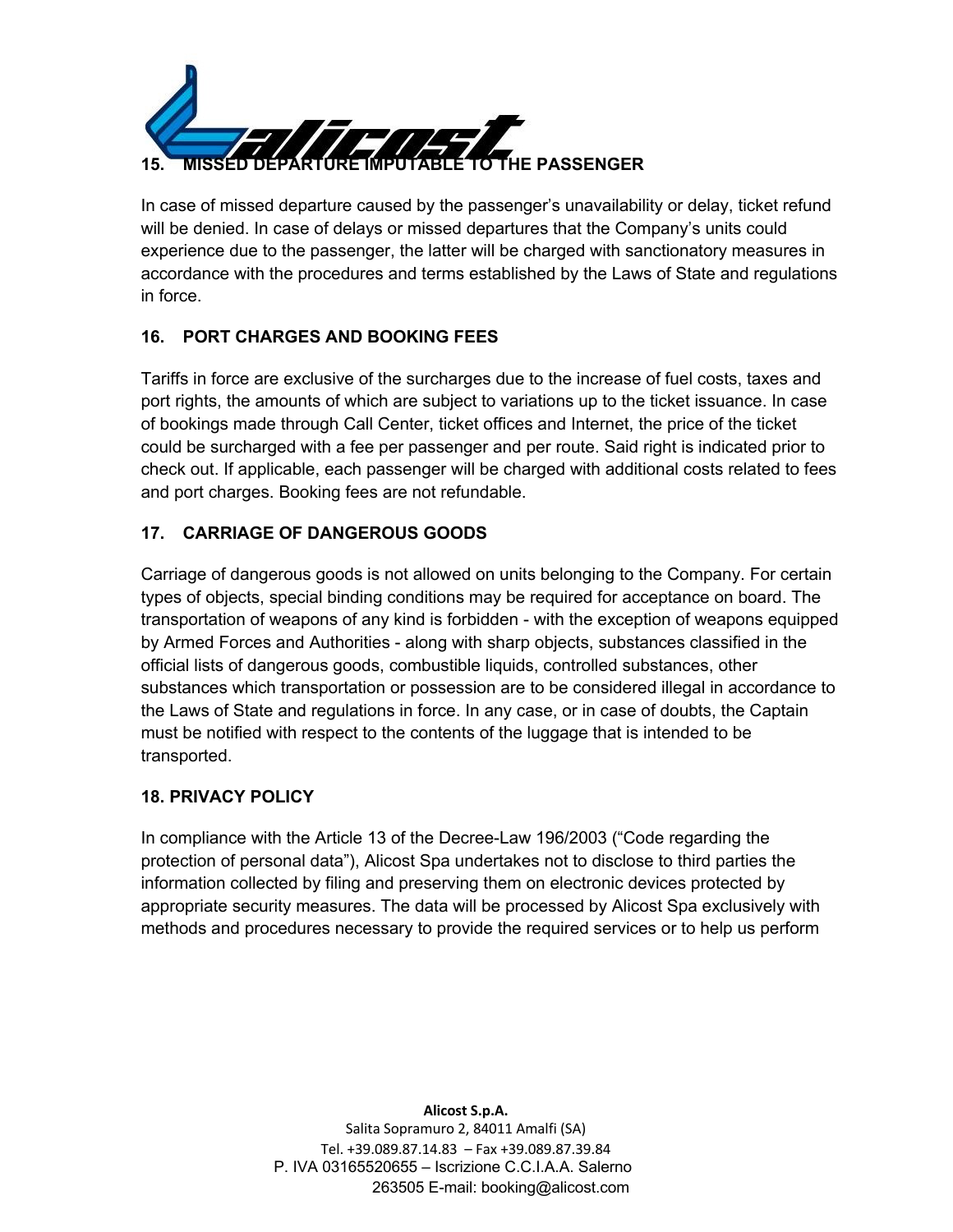## 15. MISSED DEPARTURE IMPUTABLE TO THE PASSENGER

In case of missed departure caused by the passenger's unavailability or delay, ticket refund will be denied. In case of delays or missed departures that the Company's units could experience due to the passenger, the latter will be charged with sanctionatory measures in accordance with the procedures and terms established by the Laws of State and regulations in force.

## 16. PORT CHARGES AND BOOKING FEES

Tariffs in force are exclusive of the surcharges due to the increase of fuel costs, taxes and port rights, the amounts of which are subject to variations up to the ticket issuance. In case of bookings made through Call Center, ticket offices and Internet, the price of the ticket could be surcharged with a fee per passenger and per route. Said right is indicated prior to check out. If applicable, each passenger will be charged with additional costs related to fees and port charges. Booking fees are not refundable.

## 17. CARRIAGE OF DANGEROUS GOODS

Carriage of dangerous goods is not allowed on units belonging to the Company. For certain types of objects, special binding conditions may be required for acceptance on board. The transportation of weapons of any kind is forbidden - with the exception of weapons equipped by Armed Forces and Authorities - along with sharp objects, substances classified in the official lists of dangerous goods, combustible liquids, controlled substances, other substances which transportation or possession are to be considered illegal in accordance to the Laws of State and regulations in force. In any case, or in case of doubts, the Captain must be notified with respect to the contents of the luggage that is intended to be transported.

## 18. PRIVACY POLICY

In compliance with the Article 13 of the Decree-Law 196/2003 ("Code regarding the protection of personal data"), Alicost Spa undertakes not to disclose to third parties the information collected by filing and preserving them on electronic devices protected by appropriate security measures. The data will be processed by Alicost Spa exclusively with methods and procedures necessary to provide the required services or to help us perform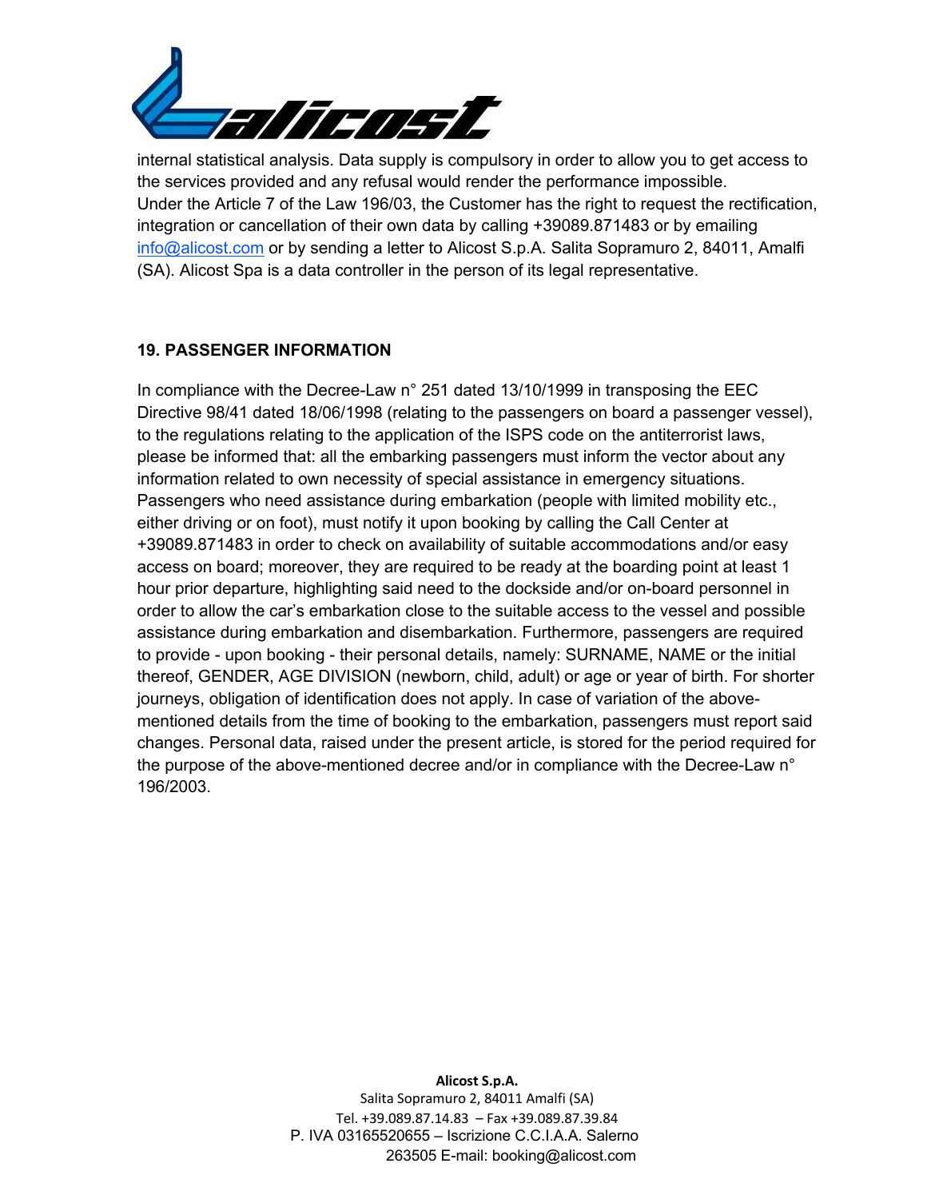internal statistical analysis. Data supply is compulsory in order to allow you to get access to the services provided and any refusal would render the performance impossible.
Under the Article 7 of the Law 196/03, the Customer has the right to request the rectification, integration or cancellation of their own data by calling +39089.871483 or by emailing info@alicost.com or by sending a letter to Alicost S.p.A. Salita Sopramuro 2, 84011, Amalfi (SA). Alicost Spa is a data controller in the person of its legal representative.

**19. PASSENGER INFORMATION**

In compliance with the Decree-Law n° 251 dated 13/10/1999 in transposing the EEC Directive 98/41 dated 18/06/1998 (relating to the passengers on board a passenger vessel), to the regulations relating to the application of the ISPS code on the antiterrorist laws, please be informed that: all the embarking passengers must inform the vector about any information related to own necessity of special assistance in emergency situations. Passengers who need assistance during embarkation (people with limited mobility etc., either driving or on foot), must notify it upon booking by calling the Call Center at +39089.871483 in order to check on availability of suitable accommodations and/or easy access on board; moreover, they are required to be ready at the boarding point at least 1 hour prior departure, highlighting said need to the dockside and/or on-board personnel in order to allow the car's embarkation close to the suitable access to the vessel and possible assistance during embarkation and disembarkation. Furthermore, passengers are required to provide - upon booking - their personal details, namely: SURNAME, NAME or the initial thereof, GENDER, AGE DIVISION (newborn, child, adult) or age or year of birth. For shorter journeys, obligation of identification does not apply. In case of variation of the above-mentioned details from the time of booking to the embarkation, passengers must report said changes. Personal data, raised under the present article, is stored for the period required for the purpose of the above-mentioned decree and/or in compliance with the Decree-Law n° 196/2003.